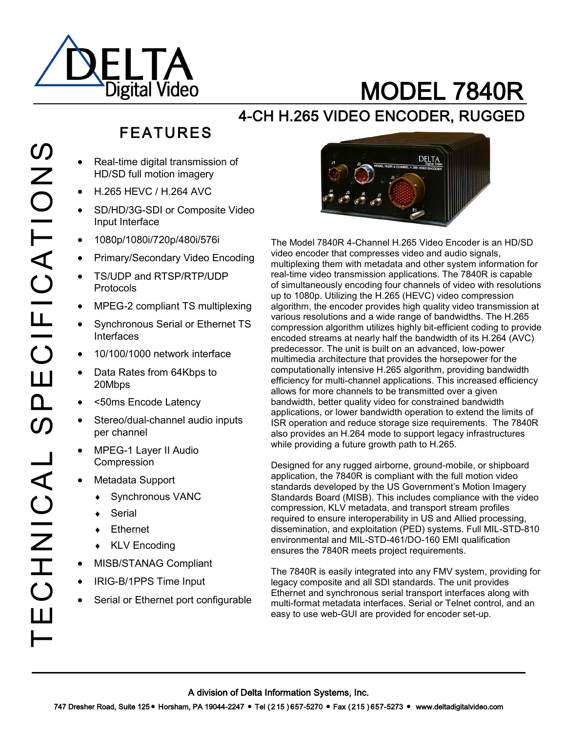# MODEL 7840R

## 4-CH H.265 VIDEO ENCODER, RUGGED

TECHNICAL SPECIFICATIONS

## FEATURES

- Real-time digital transmission of HD/SD full motion imagery
- H.265 HEVC / H.264 AVC
- SD/HD/3G-SDI or Composite Video Input Interface
- 1080p/1080i/720p/480i/576i
- Primary/Secondary Video Encoding
- TS/UDP and RTSP/RTP/UDP Protocols
- MPEG-2 compliant TS multiplexing
- Synchronous Serial or Ethernet TS Interfaces
- 10/100/1000 network interface
- Data Rates from 64Kbps to 20Mbps
- <50ms Encode Latency
- Stereo/dual-channel audio inputs per channel
- MPEG-1 Layer II Audio Compression
- Metadata Support
  - Synchronous VANC
  - Serial
  - Ethernet
  - KLV Encoding
- MISB/STANAG Compliant
- IRIG-B/1PPS Time Input
- Serial or Ethernet port configurable

The Model 7840R 4-Channel H.265 Video Encoder is an HD/SD video encoder that compresses video and audio signals, multiplexing them with metadata and other system information for real-time video transmission applications. The 7840R is capable of simultaneously encoding four channels of video with resolutions up to 1080p. Utilizing the H.265 (HEVC) video compression algorithm, the encoder provides high quality video transmission at various resolutions and a wide range of bandwidths. The H.265 compression algorithm utilizes highly bit-efficient coding to provide encoded streams at nearly half the bandwidth of its H.264 (AVC) predecessor. The unit is built on an advanced, low-power multimedia architecture that provides the horsepower for the computationally intensive H.265 algorithm, providing bandwidth efficiency for multi-channel applications. This increased efficiency allows for more channels to be transmitted over a given bandwidth, better quality video for constrained bandwidth applications, or lower bandwidth operation to extend the limits of ISR operation and reduce storage size requirements. The 7840R also provides an H.264 mode to support legacy infrastructures while providing a future growth path to H.265.

Designed for any rugged airborne, ground-mobile, or shipboard application, the 7840R is compliant with the full motion video standards developed by the US Government's Motion Imagery Standards Board (MISB). This includes compliance with the video compression, KLV metadata, and transport stream profiles required to ensure interoperability in US and Allied processing, dissemination, and exploitation (PED) systems. Full MIL-STD-810 environmental and MIL-STD-461/DO-160 EMI qualification ensures the 7840R meets project requirements.

The 7840R is easily integrated into any FMV system, providing for legacy composite and all SDI standards. The unit provides Ethernet and synchronous serial transport interfaces along with multi-format metadata interfaces. Serial or Telnet control, and an easy to use web-GUI are provided for encoder set-up.

A division of Delta Information Systems, Inc.

747 Dresher Road, Suite 125 • Horsham, PA 19044-2247 • Tel (215) 657-5270 • Fax (215) 657-5273 • www.deltadigitalvideo.com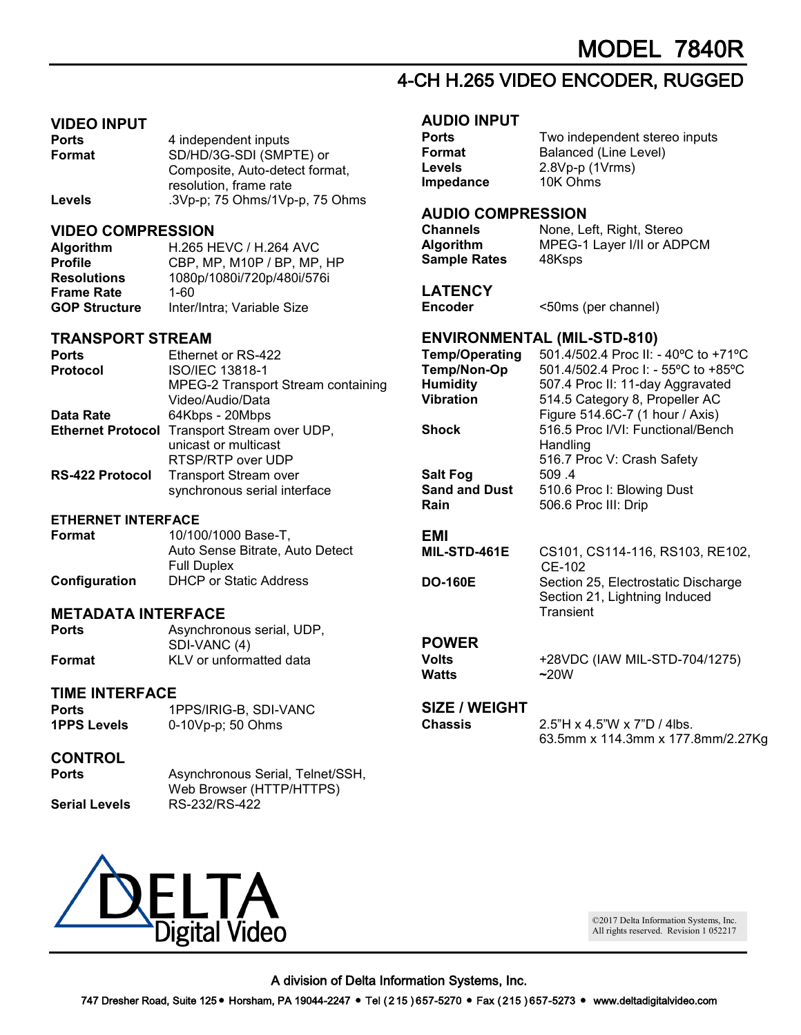# MODEL 7840R

## 4-CH H.265 VIDEO ENCODER, RUGGED

### VIDEO INPUT

| | |
|---|---|
| **Ports** | 4 independent inputs |
| **Format** | SD/HD/3G-SDI (SMPTE) or Composite, Auto-detect format, resolution, frame rate |
| **Levels** | .3Vp-p; 75 Ohms/1Vp-p, 75 Ohms |

### VIDEO COMPRESSION

| | |
|---|---|
| **Algorithm** | H.265 HEVC / H.264 AVC |
| **Profile** | CBP, MP, M10P / BP, MP, HP |
| **Resolutions** | 1080p/1080i/720p/480i/576i |
| **Frame Rate** | 1-60 |
| **GOP Structure** | Inter/Intra; Variable Size |

### TRANSPORT STREAM

| | |
|---|---|
| **Ports** | Ethernet or RS-422 |
| **Protocol** | ISO/IEC 13818-1 MPEG-2 Transport Stream containing Video/Audio/Data |
| **Data Rate** | 64Kbps - 20Mbps |
| **Ethernet Protocol** | Transport Stream over UDP, unicast or multicast RTSP/RTP over UDP |
| **RS-422 Protocol** | Transport Stream over synchronous serial interface |

### ETHERNET INTERFACE

| | |
|---|---|
| **Format** | 10/100/1000 Base-T, Auto Sense Bitrate, Auto Detect Full Duplex |
| **Configuration** | DHCP or Static Address |

### METADATA INTERFACE

| | |
|---|---|
| **Ports** | Asynchronous serial, UDP, SDI-VANC (4) |
| **Format** | KLV or unformatted data |

### TIME INTERFACE

| | |
|---|---|
| **Ports** | 1PPS/IRIG-B, SDI-VANC |
| **1PPS Levels** | 0-10Vp-p; 50 Ohms |

### CONTROL

| | |
|---|---|
| **Ports** | Asynchronous Serial, Telnet/SSH, Web Browser (HTTP/HTTPS) |
| **Serial Levels** | RS-232/RS-422 |

### AUDIO INPUT

| | |
|---|---|
| **Ports** | Two independent stereo inputs |
| **Format** | Balanced (Line Level) |
| **Levels** | 2.8Vp-p (1Vrms) |
| **Impedance** | 10K Ohms |

### AUDIO COMPRESSION

| | |
|---|---|
| **Channels** | None, Left, Right, Stereo |
| **Algorithm** | MPEG-1 Layer I/II or ADPCM |
| **Sample Rates** | 48Ksps |

### LATENCY

| | |
|---|---|
| **Encoder** | <50ms (per channel) |

### ENVIRONMENTAL (MIL-STD-810)

| | |
|---|---|
| **Temp/Operating** | 501.4/502.4 Proc II: - 40ºC to +71ºC |
| **Temp/Non-Op** | 501.4/502.4 Proc I: - 55ºC to +85ºC |
| **Humidity** | 507.4 Proc II: 11-day Aggravated |
| **Vibration** | 514.5 Category 8, Propeller AC Figure 514.6C-7 (1 hour / Axis) |
| **Shock** | 516.5 Proc I/VI: Functional/Bench Handling<br>516.7 Proc V: Crash Safety |
| **Salt Fog** | 509 .4 |
| **Sand and Dust** | 510.6 Proc I: Blowing Dust |
| **Rain** | 506.6 Proc III: Drip |

### EMI

| | |
|---|---|
| **MIL-STD-461E** | CS101, CS114-116, RS103, RE102, CE-102 |
| **DO-160E** | Section 25, Electrostatic Discharge<br>Section 21, Lightning Induced Transient |

### POWER

| | |
|---|---|
| **Volts** | +28VDC (IAW MIL-STD-704/1275) |
| **Watts** | ~20W |

### SIZE / WEIGHT

| | |
|---|---|
| **Chassis** | 2.5"H x 4.5"W x 7"D / 4lbs.<br>63.5mm x 114.3mm x 177.8mm/2.27Kg |

DELTA Digital Video

©2017 Delta Information Systems, Inc. All rights reserved. Revision 1 052217

A division of Delta Information Systems, Inc.

747 Dresher Road, Suite 125 • Horsham, PA 19044-2247 • Tel (215) 657-5270 • Fax (215) 657-5273 • www.deltadigitalvideo.com